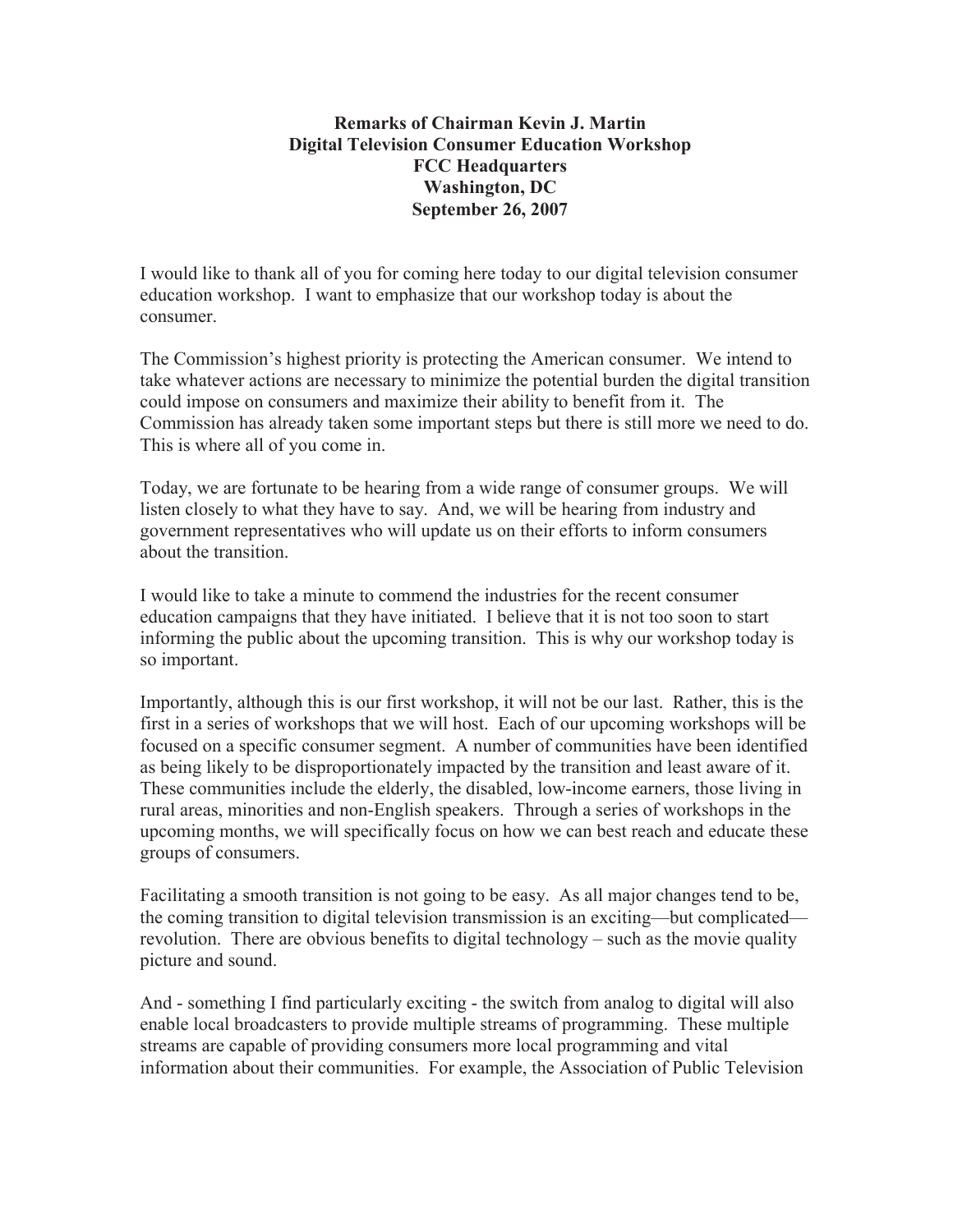**Remarks of Chairman Kevin J. Martin**
**Digital Television Consumer Education Workshop**
**FCC Headquarters**
**Washington, DC**
**September 26, 2007**

I would like to thank all of you for coming here today to our digital television consumer education workshop. I want to emphasize that our workshop today is about the consumer.

The Commission's highest priority is protecting the American consumer. We intend to take whatever actions are necessary to minimize the potential burden the digital transition could impose on consumers and maximize their ability to benefit from it. The Commission has already taken some important steps but there is still more we need to do. This is where all of you come in.

Today, we are fortunate to be hearing from a wide range of consumer groups. We will listen closely to what they have to say. And, we will be hearing from industry and government representatives who will update us on their efforts to inform consumers about the transition.

I would like to take a minute to commend the industries for the recent consumer education campaigns that they have initiated. I believe that it is not too soon to start informing the public about the upcoming transition. This is why our workshop today is so important.

Importantly, although this is our first workshop, it will not be our last. Rather, this is the first in a series of workshops that we will host. Each of our upcoming workshops will be focused on a specific consumer segment. A number of communities have been identified as being likely to be disproportionately impacted by the transition and least aware of it. These communities include the elderly, the disabled, low-income earners, those living in rural areas, minorities and non-English speakers. Through a series of workshops in the upcoming months, we will specifically focus on how we can best reach and educate these groups of consumers.

Facilitating a smooth transition is not going to be easy. As all major changes tend to be, the coming transition to digital television transmission is an exciting—but complicated—revolution. There are obvious benefits to digital technology – such as the movie quality picture and sound.

And - something I find particularly exciting - the switch from analog to digital will also enable local broadcasters to provide multiple streams of programming. These multiple streams are capable of providing consumers more local programming and vital information about their communities. For example, the Association of Public Television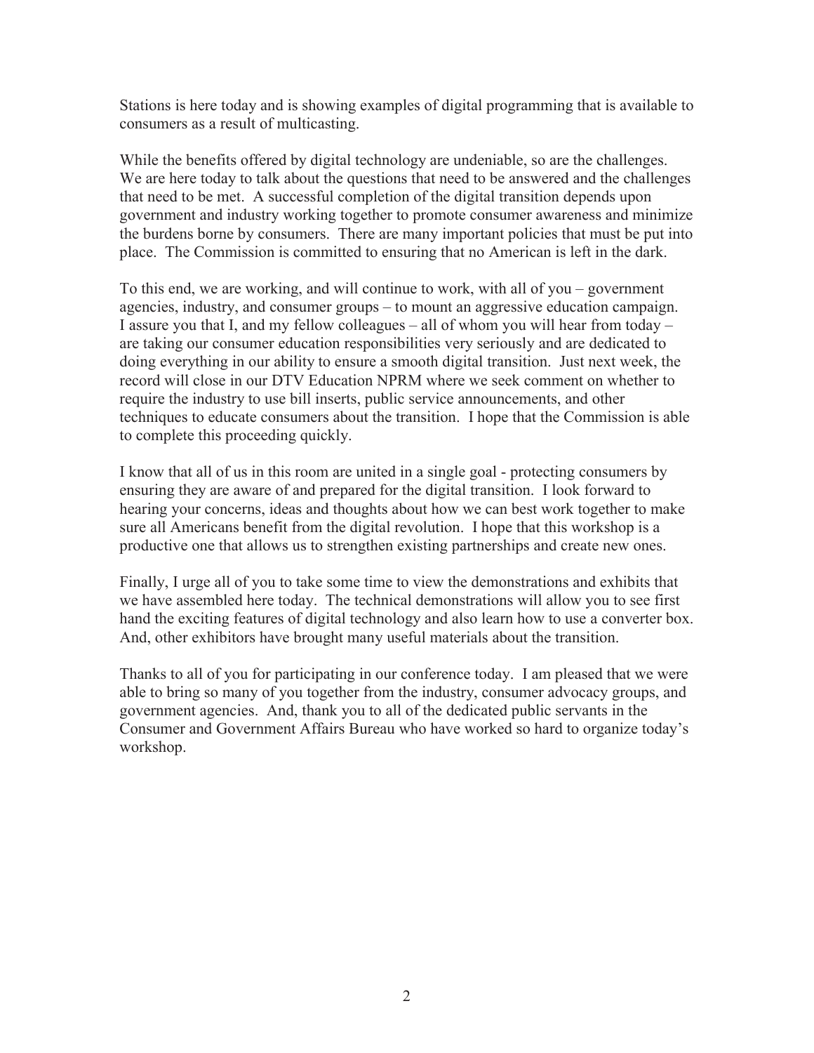Stations is here today and is showing examples of digital programming that is available to consumers as a result of multicasting.

While the benefits offered by digital technology are undeniable, so are the challenges. We are here today to talk about the questions that need to be answered and the challenges that need to be met. A successful completion of the digital transition depends upon government and industry working together to promote consumer awareness and minimize the burdens borne by consumers. There are many important policies that must be put into place. The Commission is committed to ensuring that no American is left in the dark.

To this end, we are working, and will continue to work, with all of you – government agencies, industry, and consumer groups – to mount an aggressive education campaign. I assure you that I, and my fellow colleagues – all of whom you will hear from today – are taking our consumer education responsibilities very seriously and are dedicated to doing everything in our ability to ensure a smooth digital transition. Just next week, the record will close in our DTV Education NPRM where we seek comment on whether to require the industry to use bill inserts, public service announcements, and other techniques to educate consumers about the transition. I hope that the Commission is able to complete this proceeding quickly.

I know that all of us in this room are united in a single goal - protecting consumers by ensuring they are aware of and prepared for the digital transition. I look forward to hearing your concerns, ideas and thoughts about how we can best work together to make sure all Americans benefit from the digital revolution. I hope that this workshop is a productive one that allows us to strengthen existing partnerships and create new ones.

Finally, I urge all of you to take some time to view the demonstrations and exhibits that we have assembled here today. The technical demonstrations will allow you to see first hand the exciting features of digital technology and also learn how to use a converter box. And, other exhibitors have brought many useful materials about the transition.

Thanks to all of you for participating in our conference today. I am pleased that we were able to bring so many of you together from the industry, consumer advocacy groups, and government agencies. And, thank you to all of the dedicated public servants in the Consumer and Government Affairs Bureau who have worked so hard to organize today's workshop.